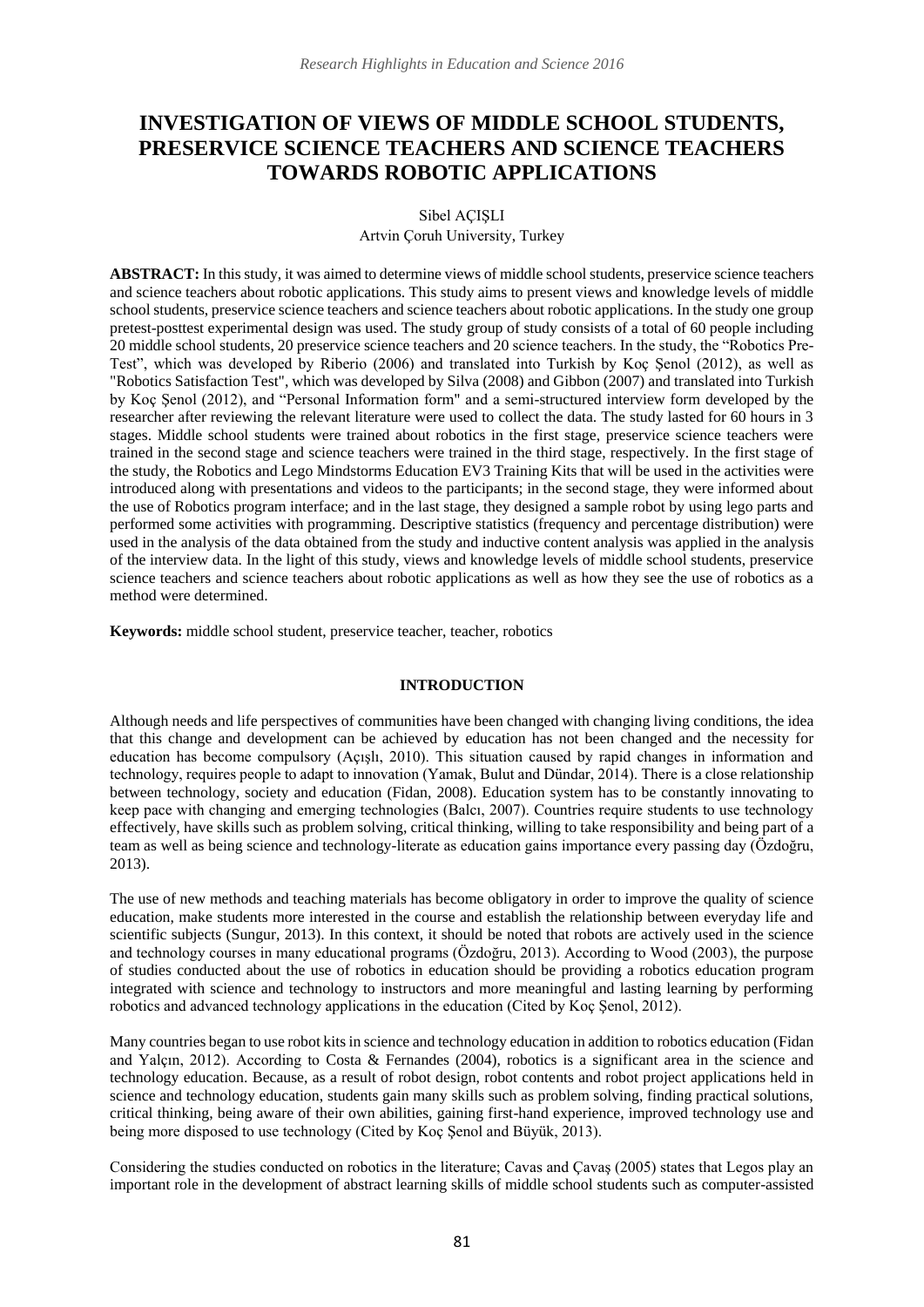# INVESTIGATION OF VIEWS OF MIDDLE SCHOOL STUDENTS, PRESERVICE SCIENCE TEACHERS AND SCIENCE TEACHERS TOWARDS ROBOTIC APPLICATIONS

Sibel AÇIŞLI

Artvin Çoruh University, Turkey

**ABSTRACT:** In this study, it was aimed to determine views of middle school students, preservice science teachers and science teachers about robotic applications. This study aims to present views and knowledge levels of middle school students, preservice science teachers and science teachers about robotic applications. In the study one group pretest-posttest experimental design was used. The study group of study consists of a total of 60 people including 20 middle school students, 20 preservice science teachers and 20 science teachers. In the study, the "Robotics Pre-Test", which was developed by Riberio (2006) and translated into Turkish by Koç Şenol (2012), as well as "Robotics Satisfaction Test", which was developed by Silva (2008) and Gibbon (2007) and translated into Turkish by Koç Şenol (2012), and "Personal Information form" and a semi-structured interview form developed by the researcher after reviewing the relevant literature were used to collect the data. The study lasted for 60 hours in 3 stages. Middle school students were trained about robotics in the first stage, preservice science teachers were trained in the second stage and science teachers were trained in the third stage, respectively. In the first stage of the study, the Robotics and Lego Mindstorms Education EV3 Training Kits that will be used in the activities were introduced along with presentations and videos to the participants; in the second stage, they were informed about the use of Robotics program interface; and in the last stage, they designed a sample robot by using lego parts and performed some activities with programming. Descriptive statistics (frequency and percentage distribution) were used in the analysis of the data obtained from the study and inductive content analysis was applied in the analysis of the interview data. In the light of this study, views and knowledge levels of middle school students, preservice science teachers and science teachers about robotic applications as well as how they see the use of robotics as a method were determined.

**Keywords:** middle school student, preservice teacher, teacher, robotics

## INTRODUCTION

Although needs and life perspectives of communities have been changed with changing living conditions, the idea that this change and development can be achieved by education has not been changed and the necessity for education has become compulsory (Açışlı, 2010). This situation caused by rapid changes in information and technology, requires people to adapt to innovation (Yamak, Bulut and Dündar, 2014). There is a close relationship between technology, society and education (Fidan, 2008). Education system has to be constantly innovating to keep pace with changing and emerging technologies (Balcı, 2007). Countries require students to use technology effectively, have skills such as problem solving, critical thinking, willing to take responsibility and being part of a team as well as being science and technology-literate as education gains importance every passing day (Özdoğru, 2013).

The use of new methods and teaching materials has become obligatory in order to improve the quality of science education, make students more interested in the course and establish the relationship between everyday life and scientific subjects (Sungur, 2013). In this context, it should be noted that robots are actively used in the science and technology courses in many educational programs (Özdoğru, 2013). According to Wood (2003), the purpose of studies conducted about the use of robotics in education should be providing a robotics education program integrated with science and technology to instructors and more meaningful and lasting learning by performing robotics and advanced technology applications in the education (Cited by Koç Şenol, 2012).

Many countries began to use robot kits in science and technology education in addition to robotics education (Fidan and Yalçın, 2012). According to Costa & Fernandes (2004), robotics is a significant area in the science and technology education. Because, as a result of robot design, robot contents and robot project applications held in science and technology education, students gain many skills such as problem solving, finding practical solutions, critical thinking, being aware of their own abilities, gaining first-hand experience, improved technology use and being more disposed to use technology (Cited by Koç Şenol and Büyük, 2013).

Considering the studies conducted on robotics in the literature; Cavas and Çavaş (2005) states that Legos play an important role in the development of abstract learning skills of middle school students such as computer-assisted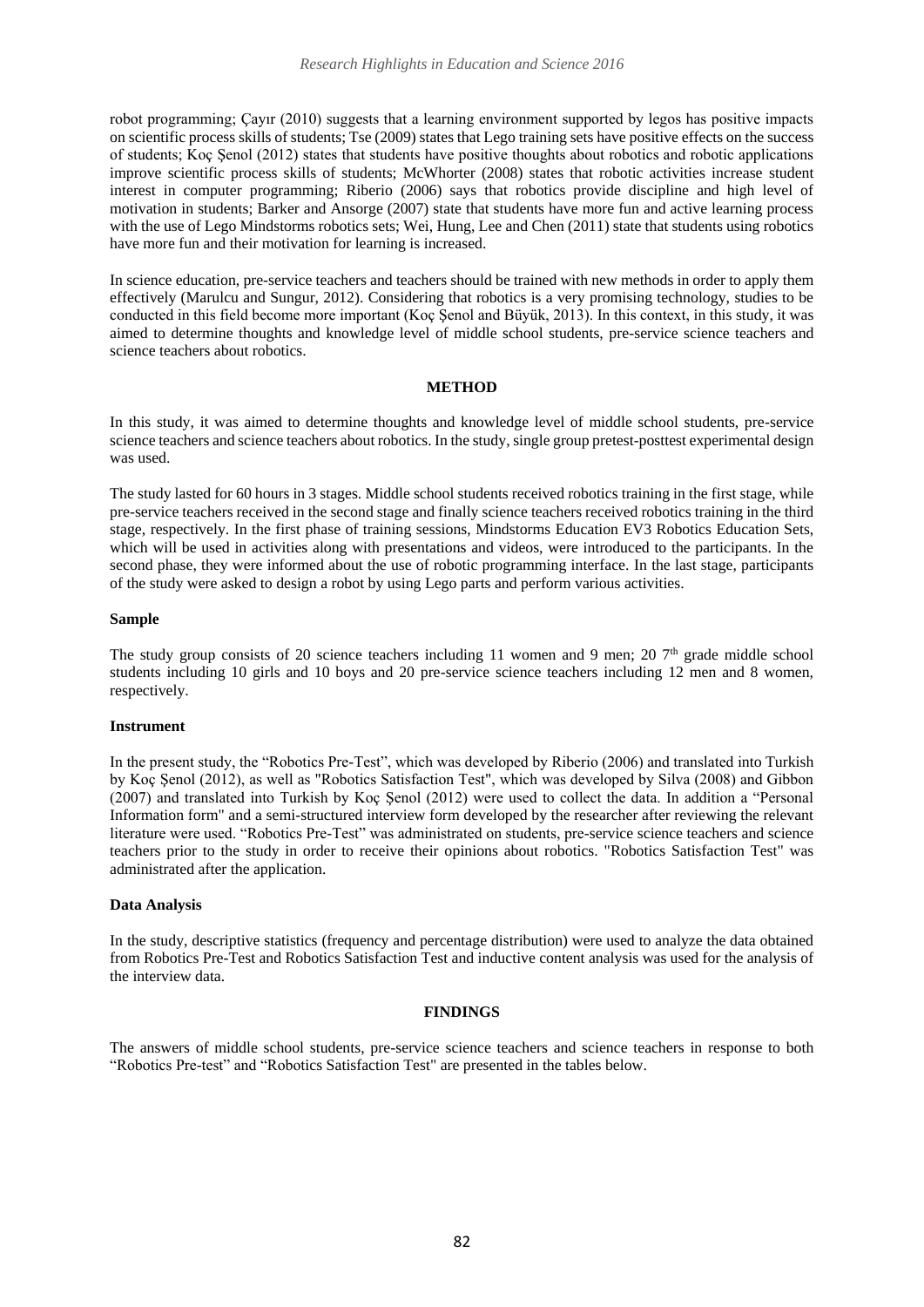robot programming; Çayır (2010) suggests that a learning environment supported by legos has positive impacts on scientific process skills of students; Tse (2009) states that Lego training sets have positive effects on the success of students; Koç Şenol (2012) states that students have positive thoughts about robotics and robotic applications improve scientific process skills of students; McWhorter (2008) states that robotic activities increase student interest in computer programming; Riberio (2006) says that robotics provide discipline and high level of motivation in students; Barker and Ansorge (2007) state that students have more fun and active learning process with the use of Lego Mindstorms robotics sets; Wei, Hung, Lee and Chen (2011) state that students using robotics have more fun and their motivation for learning is increased.

In science education, pre-service teachers and teachers should be trained with new methods in order to apply them effectively (Marulcu and Sungur, 2012). Considering that robotics is a very promising technology, studies to be conducted in this field become more important (Koç Şenol and Büyük, 2013). In this context, in this study, it was aimed to determine thoughts and knowledge level of middle school students, pre-service science teachers and science teachers about robotics.

## METHOD

In this study, it was aimed to determine thoughts and knowledge level of middle school students, pre-service science teachers and science teachers about robotics. In the study, single group pretest-posttest experimental design was used.

The study lasted for 60 hours in 3 stages. Middle school students received robotics training in the first stage, while pre-service teachers received in the second stage and finally science teachers received robotics training in the third stage, respectively. In the first phase of training sessions, Mindstorms Education EV3 Robotics Education Sets, which will be used in activities along with presentations and videos, were introduced to the participants. In the second phase, they were informed about the use of robotic programming interface. In the last stage, participants of the study were asked to design a robot by using Lego parts and perform various activities.

### Sample

The study group consists of 20 science teachers including 11 women and 9 men; 20 7th grade middle school students including 10 girls and 10 boys and 20 pre-service science teachers including 12 men and 8 women, respectively.

### Instrument

In the present study, the "Robotics Pre-Test", which was developed by Riberio (2006) and translated into Turkish by Koç Şenol (2012), as well as "Robotics Satisfaction Test", which was developed by Silva (2008) and Gibbon (2007) and translated into Turkish by Koç Şenol (2012) were used to collect the data. In addition a "Personal Information form" and a semi-structured interview form developed by the researcher after reviewing the relevant literature were used. "Robotics Pre-Test" was administrated on students, pre-service science teachers and science teachers prior to the study in order to receive their opinions about robotics. "Robotics Satisfaction Test" was administrated after the application.

### Data Analysis

In the study, descriptive statistics (frequency and percentage distribution) were used to analyze the data obtained from Robotics Pre-Test and Robotics Satisfaction Test and inductive content analysis was used for the analysis of the interview data.

## FINDINGS

The answers of middle school students, pre-service science teachers and science teachers in response to both "Robotics Pre-test" and "Robotics Satisfaction Test" are presented in the tables below.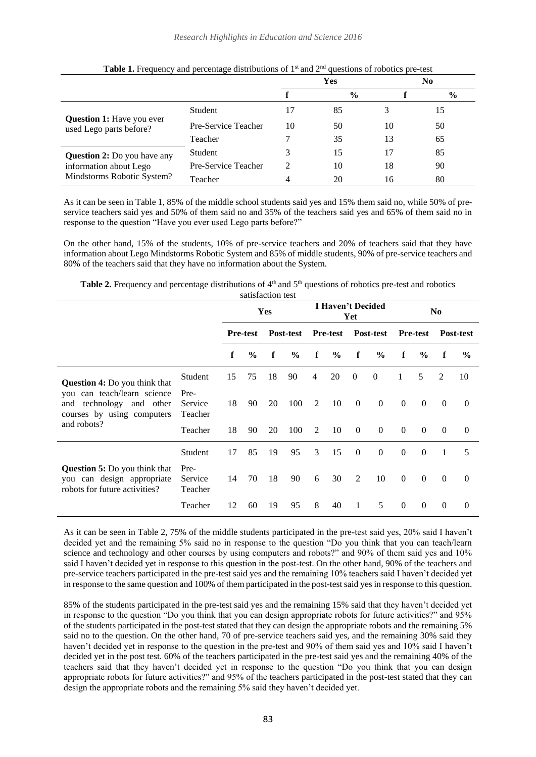**Table 1.** Frequency and percentage distributions of 1st and 2nd questions of robotics pre-test

| | | Yes | | No | |
|---|---|---|---|---|---|
| | | f | % | f | % |
| **Question 1:** Have you ever used Lego parts before? | Student | 17 | 85 | 3 | 15 |
| | Pre-Service Teacher | 10 | 50 | 10 | 50 |
| | Teacher | 7 | 35 | 13 | 65 |
| **Question 2:** Do you have any information about Lego Mindstorms Robotic System? | Student | 3 | 15 | 17 | 85 |
| | Pre-Service Teacher | 2 | 10 | 18 | 90 |
| | Teacher | 4 | 20 | 16 | 80 |

As it can be seen in Table 1, 85% of the middle school students said yes and 15% them said no, while 50% of pre-service teachers said yes and 50% of them said no and 35% of the teachers said yes and 65% of them said no in response to the question "Have you ever used Lego parts before?"

On the other hand, 15% of the students, 10% of pre-service teachers and 20% of teachers said that they have information about Lego Mindstorms Robotic System and 85% of middle students, 90% of pre-service teachers and 80% of the teachers said that they have no information about the System.

**Table 2.** Frequency and percentage distributions of 4th and 5th questions of robotics pre-test and robotics satisfaction test

| | | Yes | | | | I Haven't Decided Yet | | | | No | | | |
|---|---|---|---|---|---|---|---|---|---|---|---|---|---|
| | | Pre-test | | Post-test | | Pre-test | | Post-test | | Pre-test | | Post-test | |
| | | f | % | f | % | f | % | f | % | f | % | f | % |
| **Question 4:** Do you think that you can teach/learn science and technology and other courses by using computers and robots? | Student | 15 | 75 | 18 | 90 | 4 | 20 | 0 | 0 | 1 | 5 | 2 | 10 |
| | Pre-Service Teacher | 18 | 90 | 20 | 100 | 2 | 10 | 0 | 0 | 0 | 0 | 0 | 0 |
| | Teacher | 18 | 90 | 20 | 100 | 2 | 10 | 0 | 0 | 0 | 0 | 0 | 0 |
| **Question 5:** Do you think that you can design appropriate robots for future activities? | Student | 17 | 85 | 19 | 95 | 3 | 15 | 0 | 0 | 0 | 0 | 1 | 5 |
| | Pre-Service Teacher | 14 | 70 | 18 | 90 | 6 | 30 | 2 | 10 | 0 | 0 | 0 | 0 |
| | Teacher | 12 | 60 | 19 | 95 | 8 | 40 | 1 | 5 | 0 | 0 | 0 | 0 |

As it can be seen in Table 2, 75% of the middle students participated in the pre-test said yes, 20% said I haven't decided yet and the remaining 5% said no in response to the question "Do you think that you can teach/learn science and technology and other courses by using computers and robots?" and 90% of them said yes and 10% said I haven't decided yet in response to this question in the post-test. On the other hand, 90% of the teachers and pre-service teachers participated in the pre-test said yes and the remaining 10% teachers said I haven't decided yet in response to the same question and 100% of them participated in the post-test said yes in response to this question.

85% of the students participated in the pre-test said yes and the remaining 15% said that they haven't decided yet in response to the question "Do you think that you can design appropriate robots for future activities?" and 95% of the students participated in the post-test stated that they can design the appropriate robots and the remaining 5% said no to the question. On the other hand, 70 of pre-service teachers said yes, and the remaining 30% said they haven't decided yet in response to the question in the pre-test and 90% of them said yes and 10% said I haven't decided yet in the post test. 60% of the teachers participated in the pre-test said yes and the remaining 40% of the teachers said that they haven't decided yet in response to the question "Do you think that you can design appropriate robots for future activities?" and 95% of the teachers participated in the post-test stated that they can design the appropriate robots and the remaining 5% said they haven't decided yet.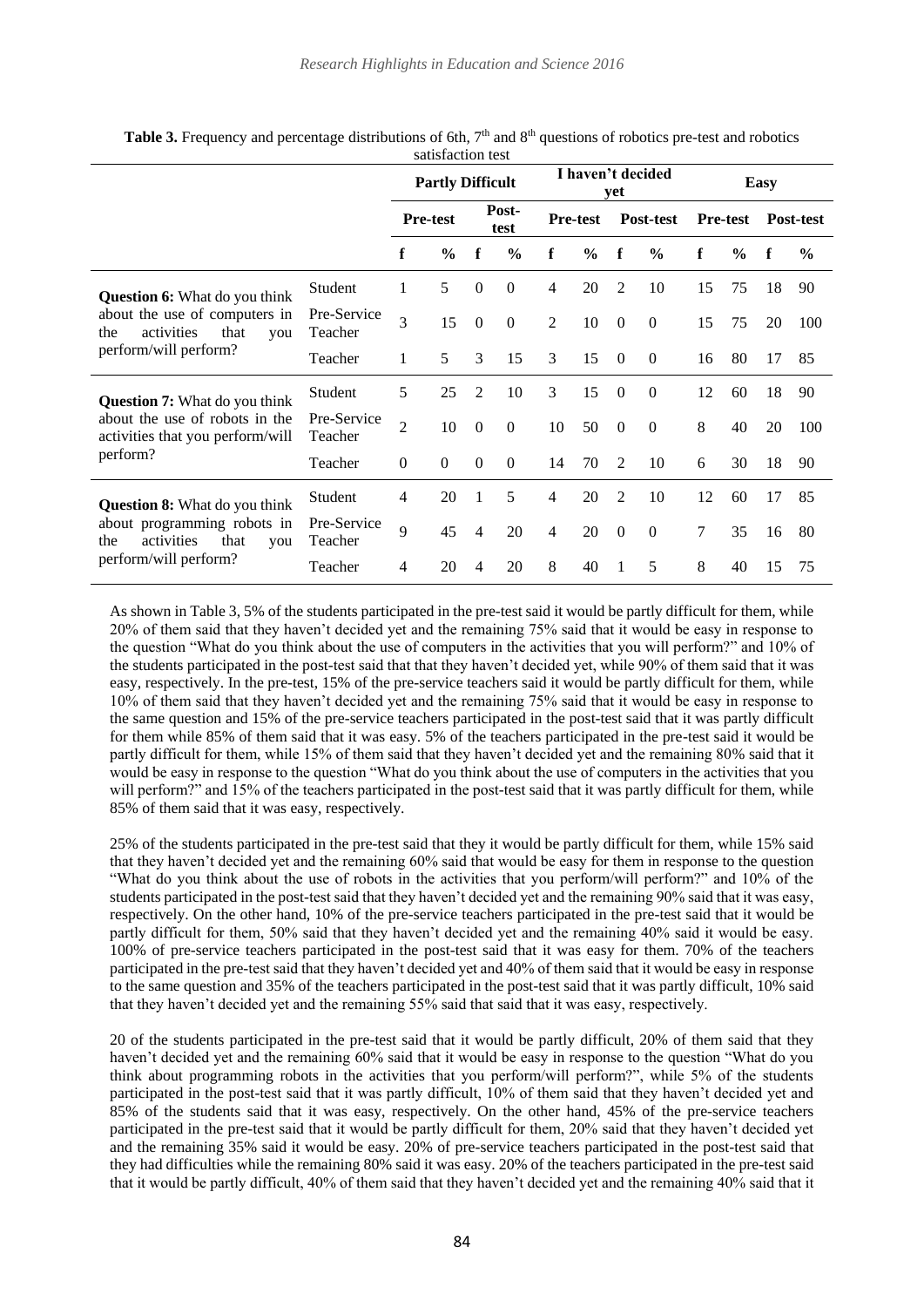**Table 3.** Frequency and percentage distributions of 6th, 7th and 8th questions of robotics pre-test and robotics satisfaction test

| | | Partly Difficult | | | | I haven't decided yet | | | | Easy | | | |
|---|---|---|---|---|---|---|---|---|---|---|---|---|---|
| | | Pre-test | | Post-test | | Pre-test | | Post-test | | Pre-test | | Post-test | |
| | | f | % | f | % | f | % | f | % | f | % | f | % |
| **Question 6:** What do you think about the use of computers in the activities that you perform/will perform? | Student | 1 | 5 | 0 | 0 | 4 | 20 | 2 | 10 | 15 | 75 | 18 | 90 |
| | Pre-Service Teacher | 3 | 15 | 0 | 0 | 2 | 10 | 0 | 0 | 15 | 75 | 20 | 100 |
| | Teacher | 1 | 5 | 3 | 15 | 3 | 15 | 0 | 0 | 16 | 80 | 17 | 85 |
| **Question 7:** What do you think about the use of robots in the activities that you perform/will perform? | Student | 5 | 25 | 2 | 10 | 3 | 15 | 0 | 0 | 12 | 60 | 18 | 90 |
| | Pre-Service Teacher | 2 | 10 | 0 | 0 | 10 | 50 | 0 | 0 | 8 | 40 | 20 | 100 |
| | Teacher | 0 | 0 | 0 | 0 | 14 | 70 | 2 | 10 | 6 | 30 | 18 | 90 |
| **Question 8:** What do you think about programming robots in the activities that you perform/will perform? | Student | 4 | 20 | 1 | 5 | 4 | 20 | 2 | 10 | 12 | 60 | 17 | 85 |
| | Pre-Service Teacher | 9 | 45 | 4 | 20 | 4 | 20 | 0 | 0 | 7 | 35 | 16 | 80 |
| | Teacher | 4 | 20 | 4 | 20 | 8 | 40 | 1 | 5 | 8 | 40 | 15 | 75 |

As shown in Table 3, 5% of the students participated in the pre-test said it would be partly difficult for them, while 20% of them said that they haven't decided yet and the remaining 75% said that it would be easy in response to the question "What do you think about the use of computers in the activities that you will perform?" and 10% of the students participated in the post-test said that that they haven't decided yet, while 90% of them said that it was easy, respectively. In the pre-test, 15% of the pre-service teachers said it would be partly difficult for them, while 10% of them said that they haven't decided yet and the remaining 75% said that it would be easy in response to the same question and 15% of the pre-service teachers participated in the post-test said that it was partly difficult for them while 85% of them said that it was easy. 5% of the teachers participated in the pre-test said it would be partly difficult for them, while 15% of them said that they haven't decided yet and the remaining 80% said that it would be easy in response to the question "What do you think about the use of computers in the activities that you will perform?" and 15% of the teachers participated in the post-test said that it was partly difficult for them, while 85% of them said that it was easy, respectively.

25% of the students participated in the pre-test said that they it would be partly difficult for them, while 15% said that they haven't decided yet and the remaining 60% said that would be easy for them in response to the question "What do you think about the use of robots in the activities that you perform/will perform?" and 10% of the students participated in the post-test said that they haven't decided yet and the remaining 90% said that it was easy, respectively. On the other hand, 10% of the pre-service teachers participated in the pre-test said that it would be partly difficult for them, 50% said that they haven't decided yet and the remaining 40% said it would be easy. 100% of pre-service teachers participated in the post-test said that it was easy for them. 70% of the teachers participated in the pre-test said that they haven't decided yet and 40% of them said that it would be easy in response to the same question and 35% of the teachers participated in the post-test said that it was partly difficult, 10% said that they haven't decided yet and the remaining 55% said that said that it was easy, respectively.

20 of the students participated in the pre-test said that it would be partly difficult, 20% of them said that they haven't decided yet and the remaining 60% said that it would be easy in response to the question "What do you think about programming robots in the activities that you perform/will perform?", while 5% of the students participated in the post-test said that it was partly difficult, 10% of them said that they haven't decided yet and 85% of the students said that it was easy, respectively. On the other hand, 45% of the pre-service teachers participated in the pre-test said that it would be partly difficult for them, 20% said that they haven't decided yet and the remaining 35% said it would be easy. 20% of pre-service teachers participated in the post-test said that they had difficulties while the remaining 80% said it was easy. 20% of the teachers participated in the pre-test said that it would be partly difficult, 40% of them said that they haven't decided yet and the remaining 40% said that it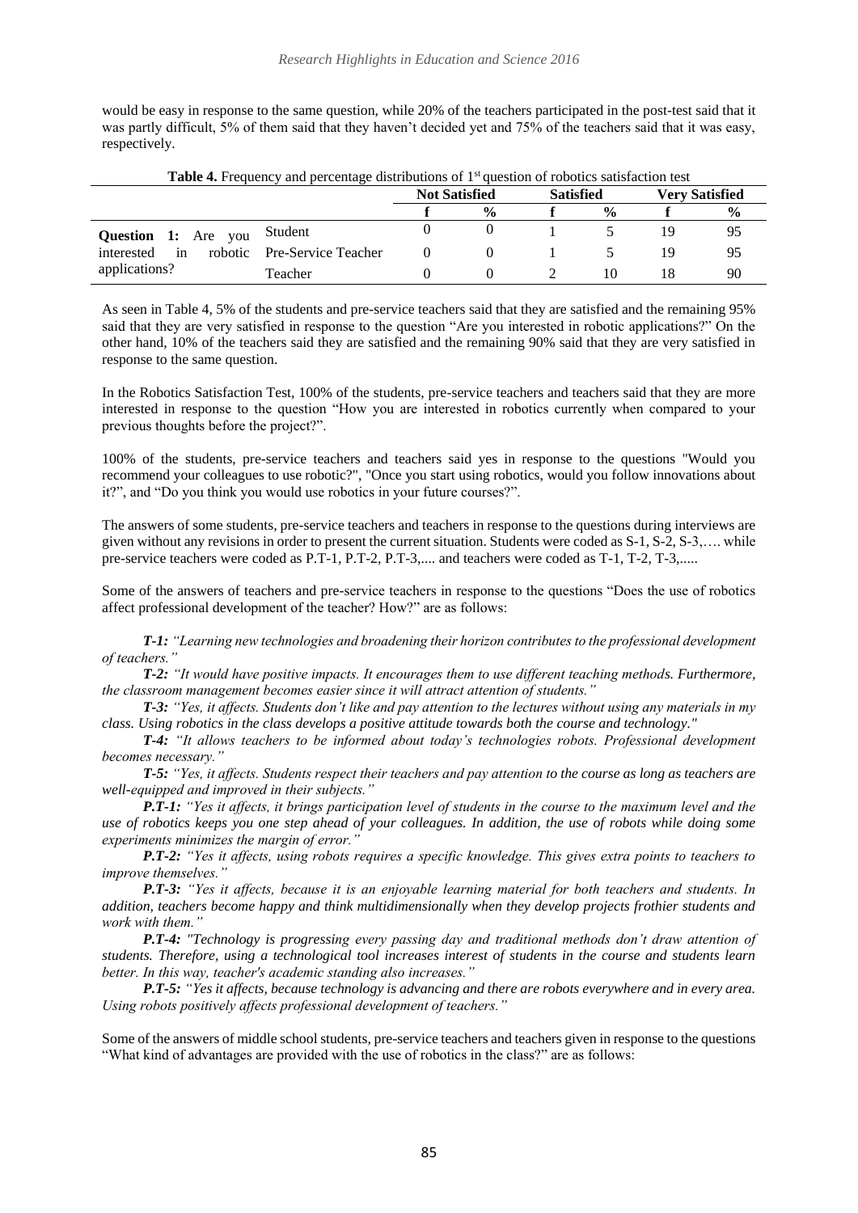would be easy in response to the same question, while 20% of the teachers participated in the post-test said that it was partly difficult, 5% of them said that they haven't decided yet and 75% of the teachers said that it was easy, respectively.

**Table 4.** Frequency and percentage distributions of 1st question of robotics satisfaction test

| | | Not Satisfied | | Satisfied | | Very Satisfied | |
|---|---|---|---|---|---|---|---|
| | | **f** | **%** | **f** | **%** | **f** | **%** |
| **Question 1:** Are you interested in robotic applications? | Student | 0 | 0 | 1 | 5 | 19 | 95 |
| | Pre-Service Teacher | 0 | 0 | 1 | 5 | 19 | 95 |
| | Teacher | 0 | 0 | 2 | 10 | 18 | 90 |

As seen in Table 4, 5% of the students and pre-service teachers said that they are satisfied and the remaining 95% said that they are very satisfied in response to the question "Are you interested in robotic applications?" On the other hand, 10% of the teachers said they are satisfied and the remaining 90% said that they are very satisfied in response to the same question.

In the Robotics Satisfaction Test, 100% of the students, pre-service teachers and teachers said that they are more interested in response to the question "How you are interested in robotics currently when compared to your previous thoughts before the project?".

100% of the students, pre-service teachers and teachers said yes in response to the questions "Would you recommend your colleagues to use robotic?", "Once you start using robotics, would you follow innovations about it?", and "Do you think you would use robotics in your future courses?".

The answers of some students, pre-service teachers and teachers in response to the questions during interviews are given without any revisions in order to present the current situation. Students were coded as S-1, S-2, S-3,…. while pre-service teachers were coded as P.T-1, P.T-2, P.T-3,.... and teachers were coded as T-1, T-2, T-3,.....

Some of the answers of teachers and pre-service teachers in response to the questions "Does the use of robotics affect professional development of the teacher? How?" are as follows:

***T-1:*** *"Learning new technologies and broadening their horizon contributes to the professional development of teachers."*

***T-2:*** *"It would have positive impacts. It encourages them to use different teaching methods. Furthermore, the classroom management becomes easier since it will attract attention of students."*

***T-3:*** *"Yes, it affects. Students don't like and pay attention to the lectures without using any materials in my class. Using robotics in the class develops a positive attitude towards both the course and technology."*

***T-4:*** *"It allows teachers to be informed about today's technologies robots. Professional development becomes necessary."*

***T-5:*** *"Yes, it affects. Students respect their teachers and pay attention to the course as long as teachers are well-equipped and improved in their subjects."*

***P.T-1:*** *"Yes it affects, it brings participation level of students in the course to the maximum level and the use of robotics keeps you one step ahead of your colleagues. In addition, the use of robots while doing some experiments minimizes the margin of error."*

***P.T-2:*** *"Yes it affects, using robots requires a specific knowledge. This gives extra points to teachers to improve themselves."*

***P.T-3:*** *"Yes it affects, because it is an enjoyable learning material for both teachers and students. In addition, teachers become happy and think multidimensionally when they develop projects frothier students and work with them."*

***P.T-4:*** *"Technology is progressing every passing day and traditional methods don't draw attention of students. Therefore, using a technological tool increases interest of students in the course and students learn better. In this way, teacher's academic standing also increases."*

***P.T-5:*** *"Yes it affects, because technology is advancing and there are robots everywhere and in every area. Using robots positively affects professional development of teachers."*

Some of the answers of middle school students, pre-service teachers and teachers given in response to the questions "What kind of advantages are provided with the use of robotics in the class?" are as follows: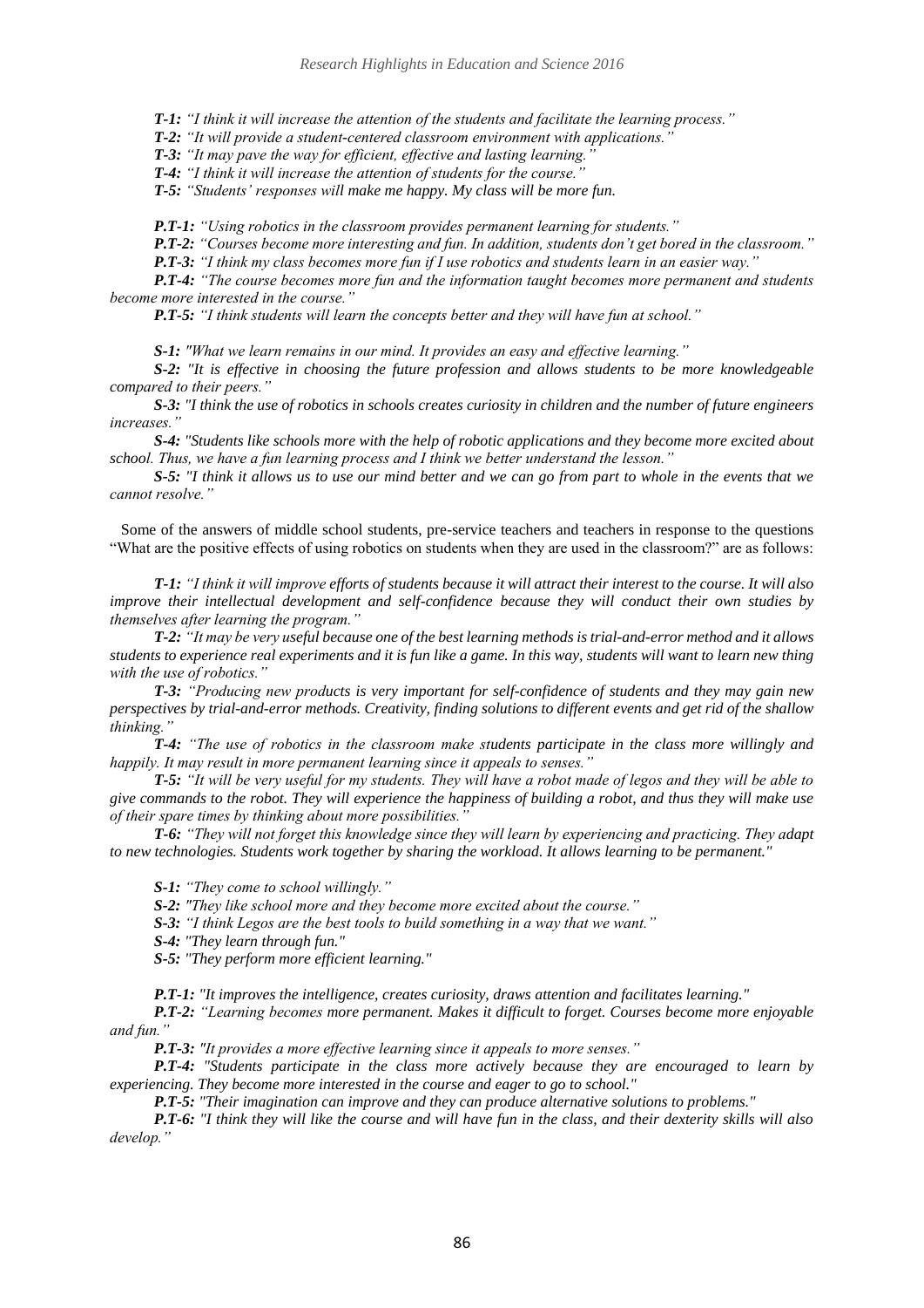***T-1:*** *"I think it will increase the attention of the students and facilitate the learning process."*

***T-2:*** *"It will provide a student-centered classroom environment with applications."*

***T-3:*** *"It may pave the way for efficient, effective and lasting learning."*

***T-4:*** *"I think it will increase the attention of students for the course."*

***T-5:*** *"Students' responses will make me happy. My class will be more fun.*

***P.T-1:*** *"Using robotics in the classroom provides permanent learning for students."*

***P.T-2:*** *"Courses become more interesting and fun. In addition, students don't get bored in the classroom."*

***P.T-3:*** *"I think my class becomes more fun if I use robotics and students learn in an easier way."*

***P.T-4:*** *"The course becomes more fun and the information taught becomes more permanent and students become more interested in the course."*

***P.T-5:*** *"I think students will learn the concepts better and they will have fun at school."*

***S-1:*** *"What we learn remains in our mind. It provides an easy and effective learning."*

***S-2:*** *"It is effective in choosing the future profession and allows students to be more knowledgeable compared to their peers."*

***S-3:*** *"I think the use of robotics in schools creates curiosity in children and the number of future engineers increases."*

***S-4:*** *"Students like schools more with the help of robotic applications and they become more excited about school. Thus, we have a fun learning process and I think we better understand the lesson."*

***S-5:*** *"I think it allows us to use our mind better and we can go from part to whole in the events that we cannot resolve."*

Some of the answers of middle school students, pre-service teachers and teachers in response to the questions "What are the positive effects of using robotics on students when they are used in the classroom?" are as follows:

***T-1:*** *"I think it will improve efforts of students because it will attract their interest to the course. It will also improve their intellectual development and self-confidence because they will conduct their own studies by themselves after learning the program."*

***T-2:*** *"It may be very useful because one of the best learning methods is trial-and-error method and it allows students to experience real experiments and it is fun like a game. In this way, students will want to learn new thing with the use of robotics."*

***T-3:*** *"Producing new products is very important for self-confidence of students and they may gain new perspectives by trial-and-error methods. Creativity, finding solutions to different events and get rid of the shallow thinking."*

***T-4:*** *"The use of robotics in the classroom make students participate in the class more willingly and happily. It may result in more permanent learning since it appeals to senses."*

***T-5:*** *"It will be very useful for my students. They will have a robot made of legos and they will be able to give commands to the robot. They will experience the happiness of building a robot, and thus they will make use of their spare times by thinking about more possibilities."*

***T-6:*** *"They will not forget this knowledge since they will learn by experiencing and practicing. They adapt to new technologies. Students work together by sharing the workload. It allows learning to be permanent."*

***S-1:*** *"They come to school willingly."*

***S-2:*** *"They like school more and they become more excited about the course."*

***S-3:*** *"I think Legos are the best tools to build something in a way that we want."*

***S-4:*** *"They learn through fun."*

***S-5:*** *"They perform more efficient learning."*

***P.T-1:*** *"It improves the intelligence, creates curiosity, draws attention and facilitates learning."*

***P.T-2:*** *"Learning becomes more permanent. Makes it difficult to forget. Courses become more enjoyable and fun."*

***P.T-3:*** *"It provides a more effective learning since it appeals to more senses."*

***P.T-4:*** *"Students participate in the class more actively because they are encouraged to learn by experiencing. They become more interested in the course and eager to go to school."*

***P.T-5:*** *"Their imagination can improve and they can produce alternative solutions to problems."*

***P.T-6:*** *"I think they will like the course and will have fun in the class, and their dexterity skills will also develop."*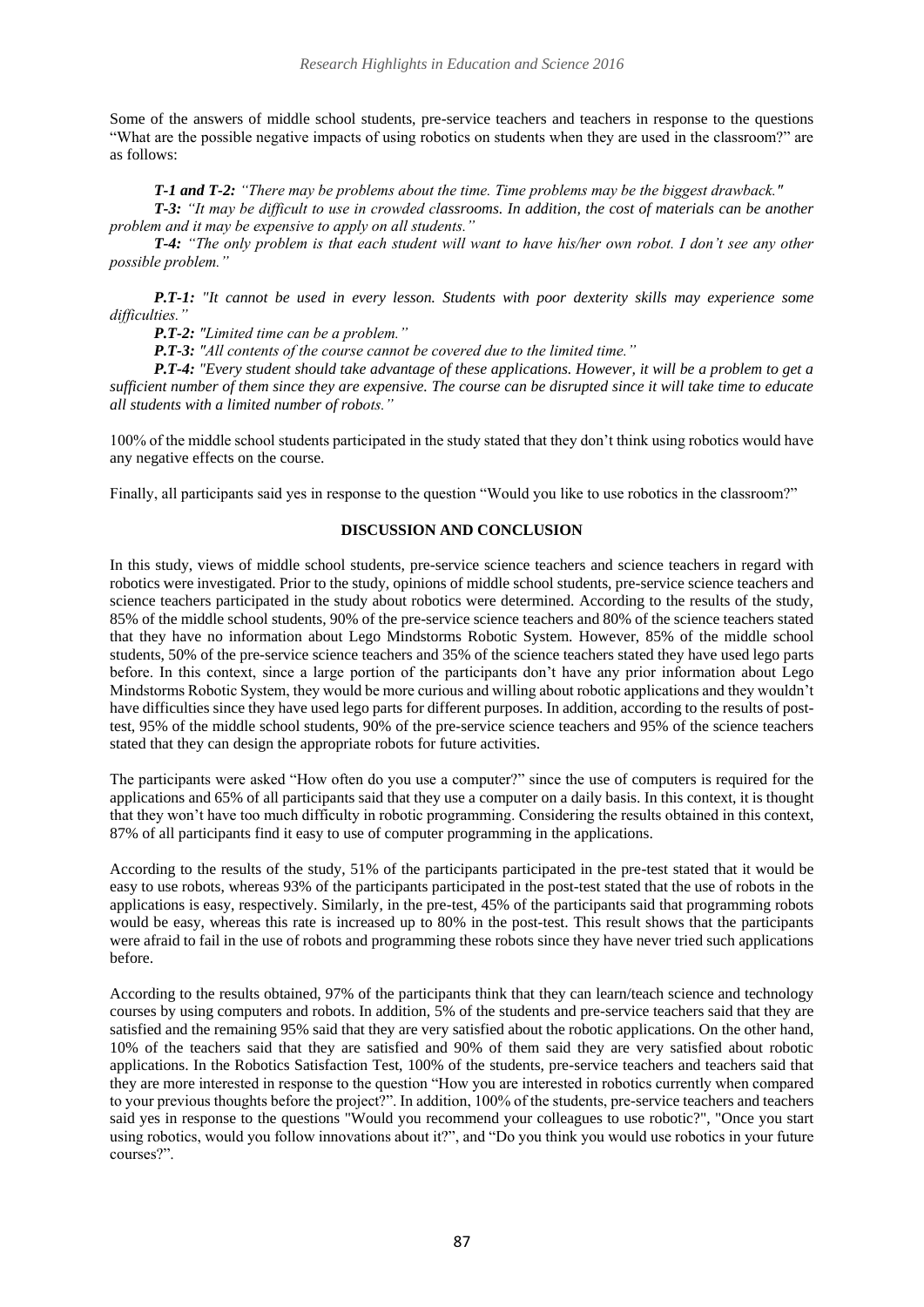Some of the answers of middle school students, pre-service teachers and teachers in response to the questions "What are the possible negative impacts of using robotics on students when they are used in the classroom?" are as follows:

***T-1 and T-2:*** *"There may be problems about the time. Time problems may be the biggest drawback."*

***T-3:*** *"It may be difficult to use in crowded classrooms. In addition, the cost of materials can be another problem and it may be expensive to apply on all students."*

***T-4:*** *"The only problem is that each student will want to have his/her own robot. I don't see any other possible problem."*

***P.T-1:*** *"It cannot be used in every lesson. Students with poor dexterity skills may experience some difficulties."*

***P.T-2:*** *"Limited time can be a problem."*

***P.T-3:*** *"All contents of the course cannot be covered due to the limited time."*

***P.T-4:*** *"Every student should take advantage of these applications. However, it will be a problem to get a sufficient number of them since they are expensive. The course can be disrupted since it will take time to educate all students with a limited number of robots."*

100% of the middle school students participated in the study stated that they don't think using robotics would have any negative effects on the course.

Finally, all participants said yes in response to the question "Would you like to use robotics in the classroom?"

## DISCUSSION AND CONCLUSION

In this study, views of middle school students, pre-service science teachers and science teachers in regard with robotics were investigated. Prior to the study, opinions of middle school students, pre-service science teachers and science teachers participated in the study about robotics were determined. According to the results of the study, 85% of the middle school students, 90% of the pre-service science teachers and 80% of the science teachers stated that they have no information about Lego Mindstorms Robotic System. However, 85% of the middle school students, 50% of the pre-service science teachers and 35% of the science teachers stated they have used lego parts before. In this context, since a large portion of the participants don't have any prior information about Lego Mindstorms Robotic System, they would be more curious and willing about robotic applications and they wouldn't have difficulties since they have used lego parts for different purposes. In addition, according to the results of post-test, 95% of the middle school students, 90% of the pre-service science teachers and 95% of the science teachers stated that they can design the appropriate robots for future activities.

The participants were asked "How often do you use a computer?" since the use of computers is required for the applications and 65% of all participants said that they use a computer on a daily basis. In this context, it is thought that they won't have too much difficulty in robotic programming. Considering the results obtained in this context, 87% of all participants find it easy to use of computer programming in the applications.

According to the results of the study, 51% of the participants participated in the pre-test stated that it would be easy to use robots, whereas 93% of the participants participated in the post-test stated that the use of robots in the applications is easy, respectively. Similarly, in the pre-test, 45% of the participants said that programming robots would be easy, whereas this rate is increased up to 80% in the post-test. This result shows that the participants were afraid to fail in the use of robots and programming these robots since they have never tried such applications before.

According to the results obtained, 97% of the participants think that they can learn/teach science and technology courses by using computers and robots. In addition, 5% of the students and pre-service teachers said that they are satisfied and the remaining 95% said that they are very satisfied about the robotic applications. On the other hand, 10% of the teachers said that they are satisfied and 90% of them said they are very satisfied about robotic applications. In the Robotics Satisfaction Test, 100% of the students, pre-service teachers and teachers said that they are more interested in response to the question "How you are interested in robotics currently when compared to your previous thoughts before the project?". In addition, 100% of the students, pre-service teachers and teachers said yes in response to the questions "Would you recommend your colleagues to use robotic?", "Once you start using robotics, would you follow innovations about it?", and "Do you think you would use robotics in your future courses?".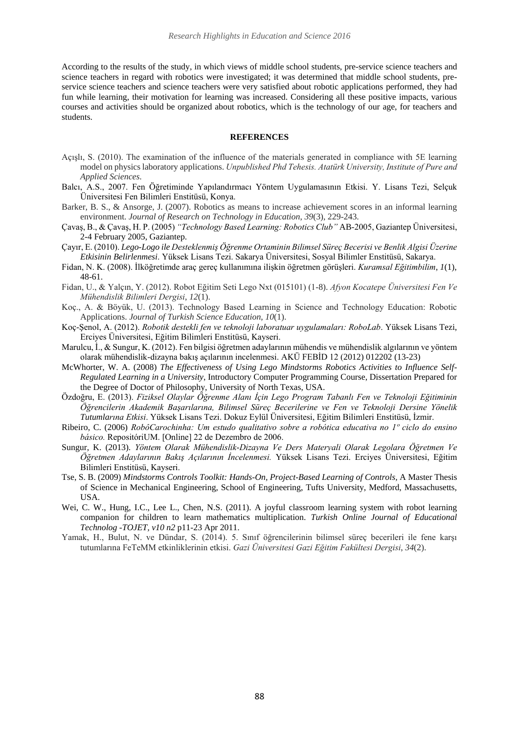According to the results of the study, in which views of middle school students, pre-service science teachers and science teachers in regard with robotics were investigated; it was determined that middle school students, pre-service science teachers and science teachers were very satisfied about robotic applications performed, they had fun while learning, their motivation for learning was increased. Considering all these positive impacts, various courses and activities should be organized about robotics, which is the technology of our age, for teachers and students.

## REFERENCES

Açışlı, S. (2010). The examination of the influence of the materials generated in compliance with 5E learning model on physics laboratory applications. *Unpublished Phd Tehesis. Atatürk University, Institute of Pure and Applied Sciences.*

Balcı, A.S., 2007. Fen Öğretiminde Yapılandırmacı Yöntem Uygulamasının Etkisi. Y. Lisans Tezi, Selçuk Üniversitesi Fen Bilimleri Enstitüsü, Konya.

Barker, B. S., & Ansorge, J. (2007). Robotics as means to increase achievement scores in an informal learning environment. *Journal of Research on Technology in Education, 39*(3), 229-243.

Çavaş, B., & Çavaş, H. P. (2005) *"Technology Based Learning: Robotics Club"* AB-2005, Gaziantep Üniversitesi, 2-4 February 2005, Gaziantep.

Çayır, E. (2010). *Lego-Logo ile Desteklenmiş Öğrenme Ortaminin Bilimsel Süreç Becerisi ve Benlik Algisi Üzerine Etkisinin Belirlenmesi*. Yüksek Lisans Tezi. Sakarya Üniversitesi, Sosyal Bilimler Enstitüsü, Sakarya.

Fidan, N. K. (2008). İlköğretimde araç gereç kullanımına ilişkin öğretmen görüşleri. *Kuramsal Eğitimbilim, 1*(1), 48-61.

Fidan, U., & Yalçın, Y. (2012). Robot Eğitim Seti Lego Nxt (015101) (1-8). *Afyon Kocatepe Üniversitesi Fen Ve Mühendislik Bilimleri Dergisi, 12*(1).

Koç., A. & Böyük, U. (2013). Technology Based Learning in Science and Technology Education: Robotic Applications. *Journal of Turkish Science Education, 10*(1).

Koç-Şenol, A. (2012). *Robotik destekli fen ve teknoloji laboratuar uygulamaları: RoboLab*. Yüksek Lisans Tezi, Erciyes Üniversitesi, Eğitim Bilimleri Enstitüsü, Kayseri.

Marulcu, İ., & Sungur, K. (2012). Fen bilgisi öğretmen adaylarının mühendis ve mühendislik algılarının ve yöntem olarak mühendislik-dizayna bakış açılarının incelenmesi. AKÜ FEBİD 12 (2012) 012202 (13-23)

McWhorter, W. A. (2008) *The Effectiveness of Using Lego Mindstorms Robotics Activities to Influence Self-Regulated Learning in a University*, Introductory Computer Programming Course, Dissertation Prepared for the Degree of Doctor of Philosophy, University of North Texas, USA.

Özdoğru, E. (2013). *Fiziksel Olaylar Öğrenme Alanı İçin Lego Program Tabanlı Fen ve Teknoloji Eğitiminin Öğrencilerin Akademik Başarılarına, Bilimsel Süreç Becerilerine ve Fen ve Teknoloji Dersine Yönelik Tutumlarına Etkisi*. Yüksek Lisans Tezi. Dokuz Eylül Üniversitesi, Eğitim Bilimleri Enstitüsü, İzmir.

Ribeiro, C. (2006) *RobôCarochinha: Um estudo qualitativo sobre a robótica educativa no 1º ciclo do ensino básico.* RepositóriUM. [Online] 22 de Dezembro de 2006.

Sungur, K. (2013). *Yöntem Olarak Mühendislik-Dizayna Ve Ders Materyali Olarak Legolara Öğretmen Ve Öğretmen Adaylarının Bakış Açılarının İncelenmesi.* Yüksek Lisans Tezi. Erciyes Üniversitesi, Eğitim Bilimleri Enstitüsü, Kayseri.

Tse, S. B. (2009) *Mindstorms Controls Toolkit: Hands-On, Project-Based Learning of Controls,* A Master Thesis of Science in Mechanical Engineering, School of Engineering, Tufts University, Medford, Massachusetts, USA.

Wei, C. W., Hung, I.C., Lee L., Chen, N.S. (2011). A joyful classroom learning system with robot learning companion for children to learn mathematics multiplication. *Turkish Online Journal of Educational Technolog -TOJET, v10 n2* p11-23 Apr 2011.

Yamak, H., Bulut, N. ve Dündar, S. (2014). 5. Sınıf öğrencilerinin bilimsel süreç becerileri ile fene karşı tutumlarına FeTeMM etkinliklerinin etkisi. *Gazi Üniversitesi Gazi Eğitim Fakültesi Dergisi, 34*(2).